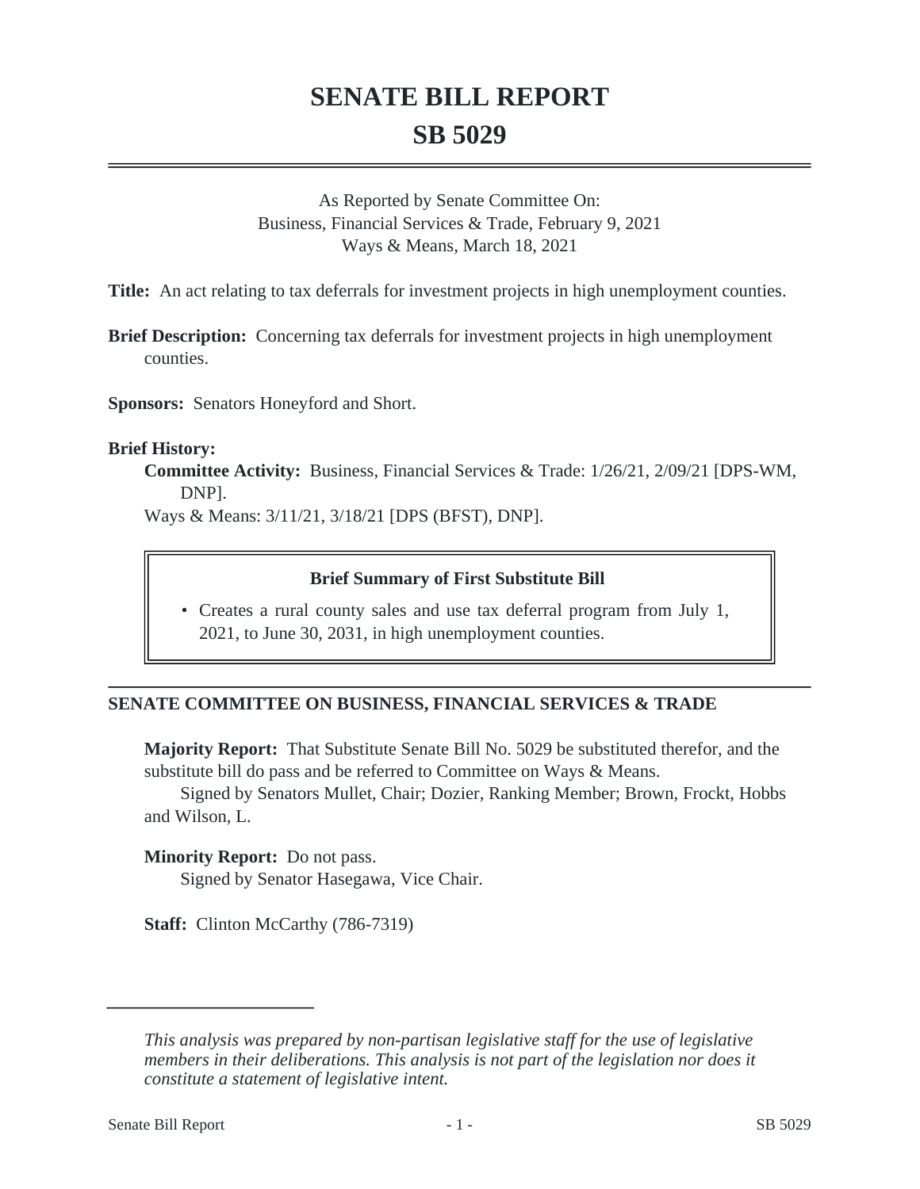# SENATE BILL REPORT
# SB 5029

As Reported by Senate Committee On:
Business, Financial Services & Trade, February 9, 2021
Ways & Means, March 18, 2021

**Title:** An act relating to tax deferrals for investment projects in high unemployment counties.

**Brief Description:** Concerning tax deferrals for investment projects in high unemployment counties.

**Sponsors:** Senators Honeyford and Short.

**Brief History:**

**Committee Activity:** Business, Financial Services & Trade: 1/26/21, 2/09/21 [DPS-WM, DNP].
Ways & Means: 3/11/21, 3/18/21 [DPS (BFST), DNP].

**Brief Summary of First Substitute Bill**

- Creates a rural county sales and use tax deferral program from July 1, 2021, to June 30, 2031, in high unemployment counties.

## SENATE COMMITTEE ON BUSINESS, FINANCIAL SERVICES & TRADE

**Majority Report:** That Substitute Senate Bill No. 5029 be substituted therefor, and the substitute bill do pass and be referred to Committee on Ways & Means.
Signed by Senators Mullet, Chair; Dozier, Ranking Member; Brown, Frockt, Hobbs and Wilson, L.

**Minority Report:** Do not pass.
Signed by Senator Hasegawa, Vice Chair.

**Staff:** Clinton McCarthy (786-7319)

*This analysis was prepared by non-partisan legislative staff for the use of legislative members in their deliberations. This analysis is not part of the legislation nor does it constitute a statement of legislative intent.*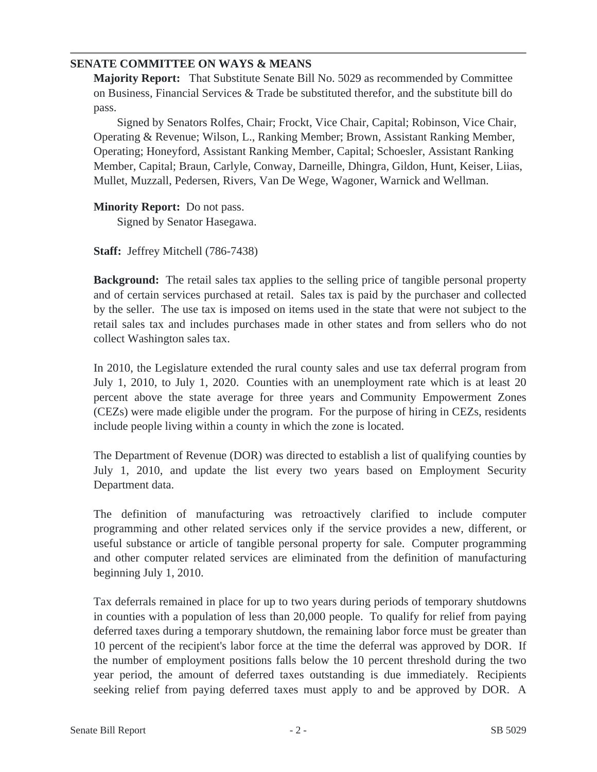## SENATE COMMITTEE ON WAYS & MEANS

**Majority Report:** That Substitute Senate Bill No. 5029 as recommended by Committee on Business, Financial Services & Trade be substituted therefor, and the substitute bill do pass.

Signed by Senators Rolfes, Chair; Frockt, Vice Chair, Capital; Robinson, Vice Chair, Operating & Revenue; Wilson, L., Ranking Member; Brown, Assistant Ranking Member, Operating; Honeyford, Assistant Ranking Member, Capital; Schoesler, Assistant Ranking Member, Capital; Braun, Carlyle, Conway, Darneille, Dhingra, Gildon, Hunt, Keiser, Liias, Mullet, Muzzall, Pedersen, Rivers, Van De Wege, Wagoner, Warnick and Wellman.

**Minority Report:** Do not pass.

Signed by Senator Hasegawa.

**Staff:** Jeffrey Mitchell (786-7438)

**Background:** The retail sales tax applies to the selling price of tangible personal property and of certain services purchased at retail. Sales tax is paid by the purchaser and collected by the seller. The use tax is imposed on items used in the state that were not subject to the retail sales tax and includes purchases made in other states and from sellers who do not collect Washington sales tax.

In 2010, the Legislature extended the rural county sales and use tax deferral program from July 1, 2010, to July 1, 2020. Counties with an unemployment rate which is at least 20 percent above the state average for three years and Community Empowerment Zones (CEZs) were made eligible under the program. For the purpose of hiring in CEZs, residents include people living within a county in which the zone is located.

The Department of Revenue (DOR) was directed to establish a list of qualifying counties by July 1, 2010, and update the list every two years based on Employment Security Department data.

The definition of manufacturing was retroactively clarified to include computer programming and other related services only if the service provides a new, different, or useful substance or article of tangible personal property for sale. Computer programming and other computer related services are eliminated from the definition of manufacturing beginning July 1, 2010.

Tax deferrals remained in place for up to two years during periods of temporary shutdowns in counties with a population of less than 20,000 people. To qualify for relief from paying deferred taxes during a temporary shutdown, the remaining labor force must be greater than 10 percent of the recipient's labor force at the time the deferral was approved by DOR. If the number of employment positions falls below the 10 percent threshold during the two year period, the amount of deferred taxes outstanding is due immediately. Recipients seeking relief from paying deferred taxes must apply to and be approved by DOR. A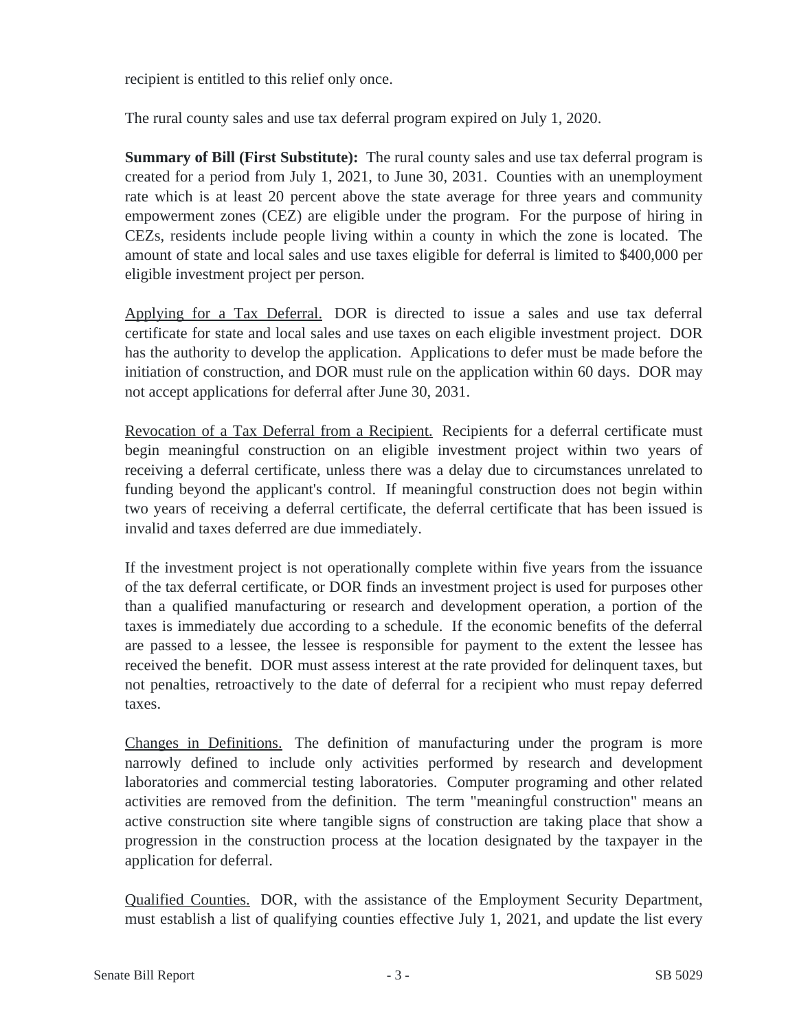recipient is entitled to this relief only once.

The rural county sales and use tax deferral program expired on July 1, 2020.

**Summary of Bill (First Substitute):** The rural county sales and use tax deferral program is created for a period from July 1, 2021, to June 30, 2031. Counties with an unemployment rate which is at least 20 percent above the state average for three years and community empowerment zones (CEZ) are eligible under the program. For the purpose of hiring in CEZs, residents include people living within a county in which the zone is located. The amount of state and local sales and use taxes eligible for deferral is limited to $400,000 per eligible investment project per person.

Applying for a Tax Deferral. DOR is directed to issue a sales and use tax deferral certificate for state and local sales and use taxes on each eligible investment project. DOR has the authority to develop the application. Applications to defer must be made before the initiation of construction, and DOR must rule on the application within 60 days. DOR may not accept applications for deferral after June 30, 2031.

Revocation of a Tax Deferral from a Recipient. Recipients for a deferral certificate must begin meaningful construction on an eligible investment project within two years of receiving a deferral certificate, unless there was a delay due to circumstances unrelated to funding beyond the applicant's control. If meaningful construction does not begin within two years of receiving a deferral certificate, the deferral certificate that has been issued is invalid and taxes deferred are due immediately.

If the investment project is not operationally complete within five years from the issuance of the tax deferral certificate, or DOR finds an investment project is used for purposes other than a qualified manufacturing or research and development operation, a portion of the taxes is immediately due according to a schedule. If the economic benefits of the deferral are passed to a lessee, the lessee is responsible for payment to the extent the lessee has received the benefit. DOR must assess interest at the rate provided for delinquent taxes, but not penalties, retroactively to the date of deferral for a recipient who must repay deferred taxes.

Changes in Definitions. The definition of manufacturing under the program is more narrowly defined to include only activities performed by research and development laboratories and commercial testing laboratories. Computer programing and other related activities are removed from the definition. The term "meaningful construction" means an active construction site where tangible signs of construction are taking place that show a progression in the construction process at the location designated by the taxpayer in the application for deferral.

Qualified Counties. DOR, with the assistance of the Employment Security Department, must establish a list of qualifying counties effective July 1, 2021, and update the list every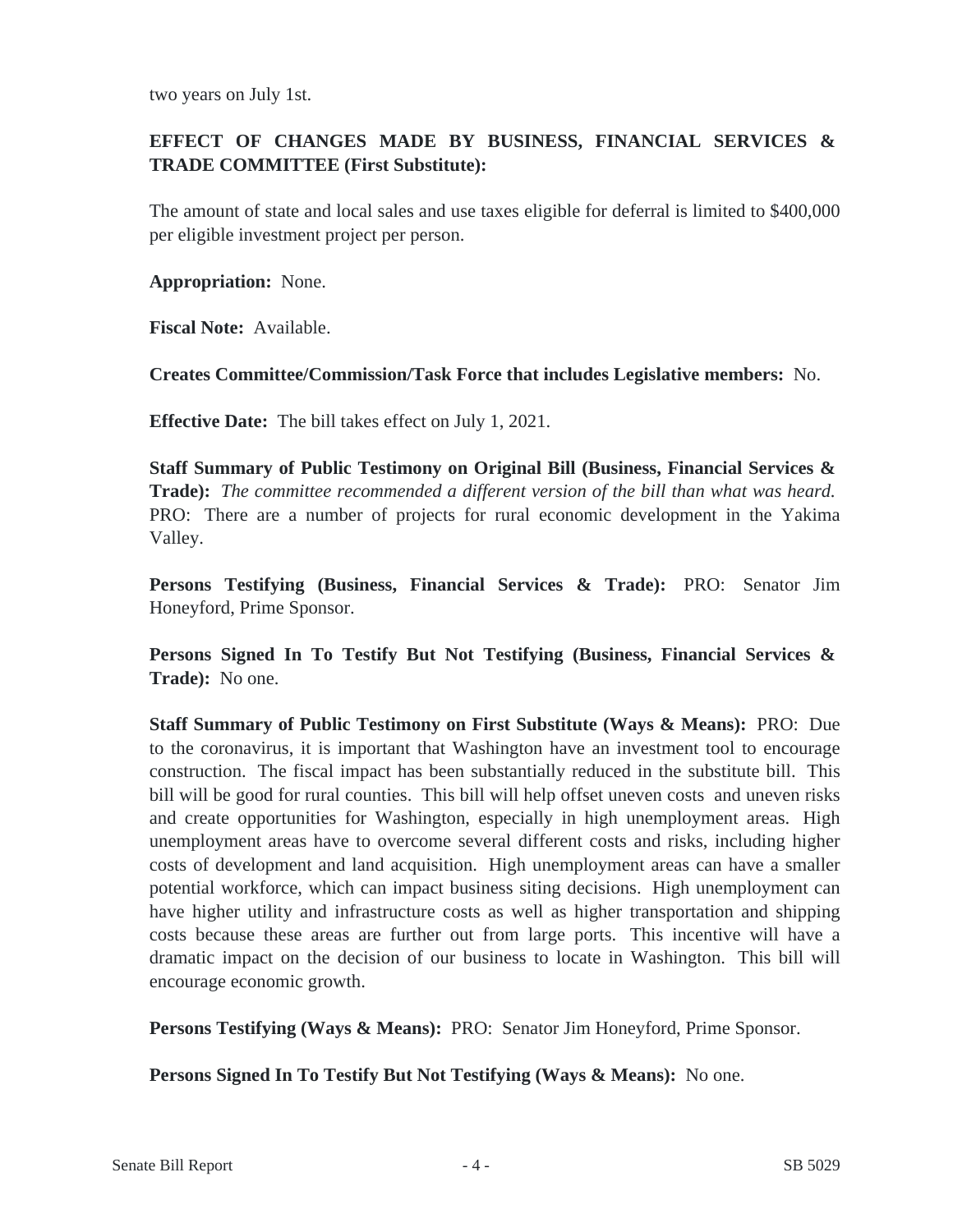two years on July 1st.

**EFFECT OF CHANGES MADE BY BUSINESS, FINANCIAL SERVICES & TRADE COMMITTEE (First Substitute):**

The amount of state and local sales and use taxes eligible for deferral is limited to $400,000 per eligible investment project per person.

**Appropriation:** None.

**Fiscal Note:** Available.

**Creates Committee/Commission/Task Force that includes Legislative members:** No.

**Effective Date:** The bill takes effect on July 1, 2021.

**Staff Summary of Public Testimony on Original Bill (Business, Financial Services & Trade):** *The committee recommended a different version of the bill than what was heard.* PRO: There are a number of projects for rural economic development in the Yakima Valley.

**Persons Testifying (Business, Financial Services & Trade):** PRO: Senator Jim Honeyford, Prime Sponsor.

**Persons Signed In To Testify But Not Testifying (Business, Financial Services & Trade):** No one.

**Staff Summary of Public Testimony on First Substitute (Ways & Means):** PRO: Due to the coronavirus, it is important that Washington have an investment tool to encourage construction. The fiscal impact has been substantially reduced in the substitute bill. This bill will be good for rural counties. This bill will help offset uneven costs and uneven risks and create opportunities for Washington, especially in high unemployment areas. High unemployment areas have to overcome several different costs and risks, including higher costs of development and land acquisition. High unemployment areas can have a smaller potential workforce, which can impact business siting decisions. High unemployment can have higher utility and infrastructure costs as well as higher transportation and shipping costs because these areas are further out from large ports. This incentive will have a dramatic impact on the decision of our business to locate in Washington. This bill will encourage economic growth.

**Persons Testifying (Ways & Means):** PRO: Senator Jim Honeyford, Prime Sponsor.

**Persons Signed In To Testify But Not Testifying (Ways & Means):** No one.